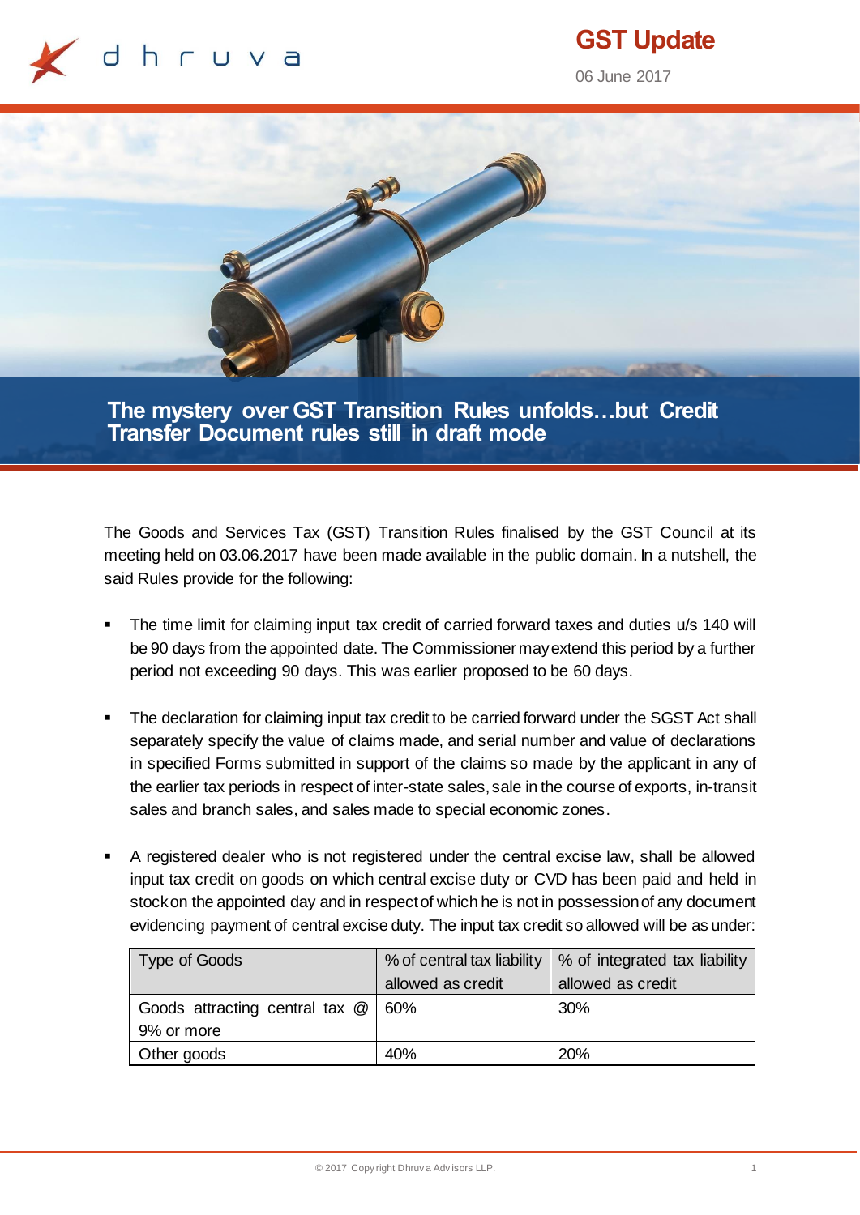**GST Update**

06 June 2017

# The mystery over GST Transition Rules unfolds…but Credit Transfer Document rules still in draft mode

The Goods and Services Tax (GST) Transition Rules finalised by the GST Council at its meeting held on 03.06.2017 have been made available in the public domain. In a nutshell, the said Rules provide for the following:

- The time limit for claiming input tax credit of carried forward taxes and duties u/s 140 will be 90 days from the appointed date. The Commissioner may extend this period by a further period not exceeding 90 days. This was earlier proposed to be 60 days.

- The declaration for claiming input tax credit to be carried forward under the SGST Act shall separately specify the value of claims made, and serial number and value of declarations in specified Forms submitted in support of the claims so made by the applicant in any of the earlier tax periods in respect of inter-state sales, sale in the course of exports, in-transit sales and branch sales, and sales made to special economic zones.

- A registered dealer who is not registered under the central excise law, shall be allowed input tax credit on goods on which central excise duty or CVD has been paid and held in stock on the appointed day and in respect of which he is not in possession of any document evidencing payment of central excise duty. The input tax credit so allowed will be as under:

| Type of Goods | % of central tax liability allowed as credit | % of integrated tax liability allowed as credit |
|---|---|---|
| Goods attracting central tax @ 9% or more | 60% | 30% |
| Other goods | 40% | 20% |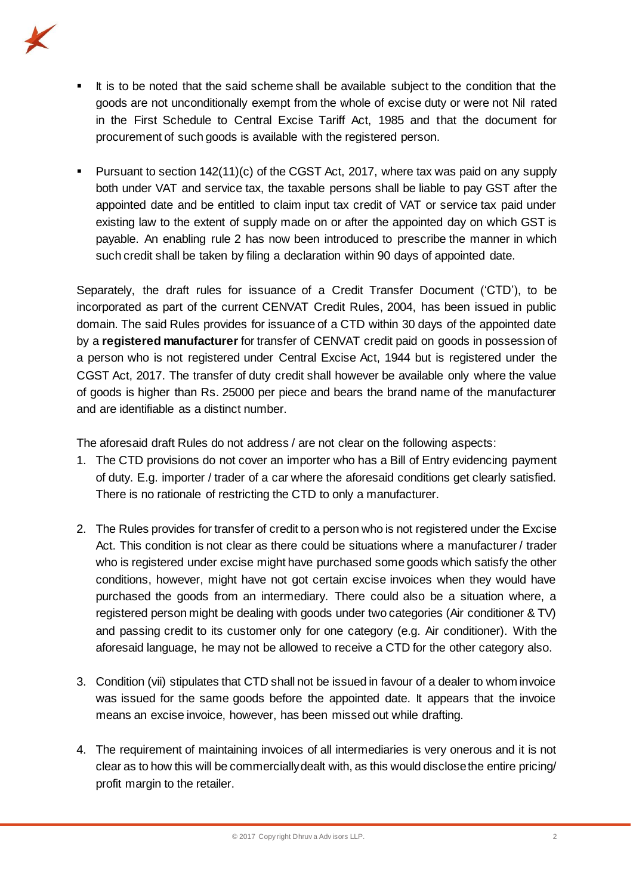- It is to be noted that the said scheme shall be available subject to the condition that the goods are not unconditionally exempt from the whole of excise duty or were not Nil rated in the First Schedule to Central Excise Tariff Act, 1985 and that the document for procurement of such goods is available with the registered person.

- Pursuant to section 142(11)(c) of the CGST Act, 2017, where tax was paid on any supply both under VAT and service tax, the taxable persons shall be liable to pay GST after the appointed date and be entitled to claim input tax credit of VAT or service tax paid under existing law to the extent of supply made on or after the appointed day on which GST is payable. An enabling rule 2 has now been introduced to prescribe the manner in which such credit shall be taken by filing a declaration within 90 days of appointed date.

Separately, the draft rules for issuance of a Credit Transfer Document ('CTD'), to be incorporated as part of the current CENVAT Credit Rules, 2004, has been issued in public domain. The said Rules provides for issuance of a CTD within 30 days of the appointed date by a **registered manufacturer** for transfer of CENVAT credit paid on goods in possession of a person who is not registered under Central Excise Act, 1944 but is registered under the CGST Act, 2017. The transfer of duty credit shall however be available only where the value of goods is higher than Rs. 25000 per piece and bears the brand name of the manufacturer and are identifiable as a distinct number.

The aforesaid draft Rules do not address / are not clear on the following aspects:

1. The CTD provisions do not cover an importer who has a Bill of Entry evidencing payment of duty. E.g. importer / trader of a car where the aforesaid conditions get clearly satisfied. There is no rationale of restricting the CTD to only a manufacturer.

2. The Rules provides for transfer of credit to a person who is not registered under the Excise Act. This condition is not clear as there could be situations where a manufacturer / trader who is registered under excise might have purchased some goods which satisfy the other conditions, however, might have not got certain excise invoices when they would have purchased the goods from an intermediary. There could also be a situation where, a registered person might be dealing with goods under two categories (Air conditioner & TV) and passing credit to its customer only for one category (e.g. Air conditioner). With the aforesaid language, he may not be allowed to receive a CTD for the other category also.

3. Condition (vii) stipulates that CTD shall not be issued in favour of a dealer to whom invoice was issued for the same goods before the appointed date. It appears that the invoice means an excise invoice, however, has been missed out while drafting.

4. The requirement of maintaining invoices of all intermediaries is very onerous and it is not clear as to how this will be commercially dealt with, as this would disclose the entire pricing/ profit margin to the retailer.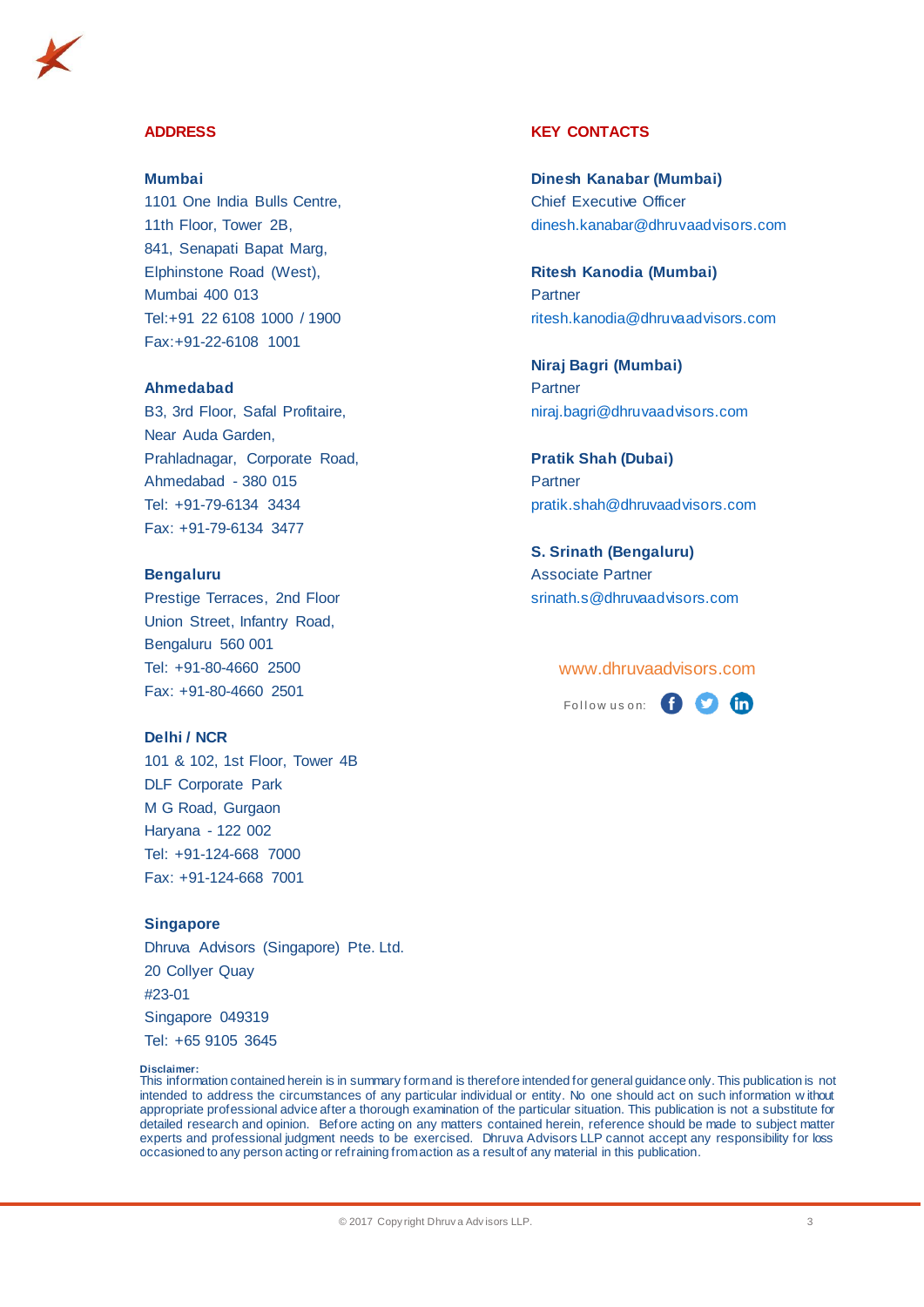## ADDRESS

**Mumbai**
1101 One India Bulls Centre,
11th Floor, Tower 2B,
841, Senapati Bapat Marg,
Elphinstone Road (West),
Mumbai 400 013
Tel:+91 22 6108 1000 / 1900
Fax:+91-22-6108 1001

**Ahmedabad**
B3, 3rd Floor, Safal Profitaire,
Near Auda Garden,
Prahladnagar, Corporate Road,
Ahmedabad - 380 015
Tel: +91-79-6134 3434
Fax: +91-79-6134 3477

**Bengaluru**
Prestige Terraces, 2nd Floor
Union Street, Infantry Road,
Bengaluru 560 001
Tel: +91-80-4660 2500
Fax: +91-80-4660 2501

**Delhi / NCR**
101 & 102, 1st Floor, Tower 4B
DLF Corporate Park
M G Road, Gurgaon
Haryana - 122 002
Tel: +91-124-668 7000
Fax: +91-124-668 7001

**Singapore**
Dhruva Advisors (Singapore) Pte. Ltd.
20 Collyer Quay
#23-01
Singapore 049319
Tel: +65 9105 3645

## KEY CONTACTS

**Dinesh Kanabar (Mumbai)**
Chief Executive Officer
dinesh.kanabar@dhruvaadvisors.com

**Ritesh Kanodia (Mumbai)**
Partner
ritesh.kanodia@dhruvaadvisors.com

**Niraj Bagri (Mumbai)**
Partner
niraj.bagri@dhruvaadvisors.com

**Pratik Shah (Dubai)**
Partner
pratik.shah@dhruvaadvisors.com

**S. Srinath (Bengaluru)**
Associate Partner
srinath.s@dhruvaadvisors.com

www.dhruvaadvisors.com

Follow us on:

**Disclaimer:**
This information contained herein is in summary form and is therefore intended for general guidance only. This publication is not intended to address the circumstances of any particular individual or entity. No one should act on such information without appropriate professional advice after a thorough examination of the particular situation. This publication is not a substitute for detailed research and opinion. Before acting on any matters contained herein, reference should be made to subject matter experts and professional judgment needs to be exercised. Dhruva Advisors LLP cannot accept any responsibility for loss occasioned to any person acting or refraining from action as a result of any material in this publication.

© 2017 Copyright Dhruva Advisors LLP.